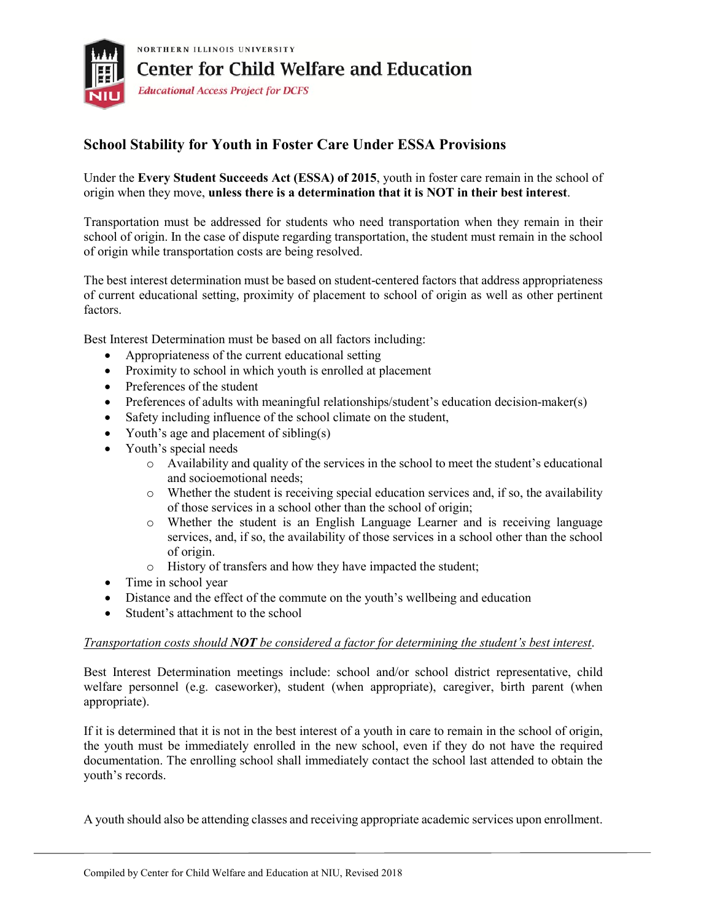NORTHERN ILLINOIS UNIVERSITY

**Center for Child Welfare and Education**

*Educational Access Project for DCFS*

## School Stability for Youth in Foster Care Under ESSA Provisions

Under the **Every Student Succeeds Act (ESSA) of 2015**, youth in foster care remain in the school of origin when they move, **unless there is a determination that it is NOT in their best interest**.

Transportation must be addressed for students who need transportation when they remain in their school of origin. In the case of dispute regarding transportation, the student must remain in the school of origin while transportation costs are being resolved.

The best interest determination must be based on student-centered factors that address appropriateness of current educational setting, proximity of placement to school of origin as well as other pertinent factors.

Best Interest Determination must be based on all factors including:

- Appropriateness of the current educational setting
- Proximity to school in which youth is enrolled at placement
- Preferences of the student
- Preferences of adults with meaningful relationships/student's education decision-maker(s)
- Safety including influence of the school climate on the student,
- Youth's age and placement of sibling(s)
- Youth's special needs
    - Availability and quality of the services in the school to meet the student's educational and socioemotional needs;
    - Whether the student is receiving special education services and, if so, the availability of those services in a school other than the school of origin;
    - Whether the student is an English Language Learner and is receiving language services, and, if so, the availability of those services in a school other than the school of origin.
    - History of transfers and how they have impacted the student;
- Time in school year
- Distance and the effect of the commute on the youth's wellbeing and education
- Student's attachment to the school

*Transportation costs should **NOT** be considered a factor for determining the student's best interest*.

Best Interest Determination meetings include: school and/or school district representative, child welfare personnel (e.g. caseworker), student (when appropriate), caregiver, birth parent (when appropriate).

If it is determined that it is not in the best interest of a youth in care to remain in the school of origin, the youth must be immediately enrolled in the new school, even if they do not have the required documentation. The enrolling school shall immediately contact the school last attended to obtain the youth's records.

A youth should also be attending classes and receiving appropriate academic services upon enrollment.

Compiled by Center for Child Welfare and Education at NIU, Revised 2018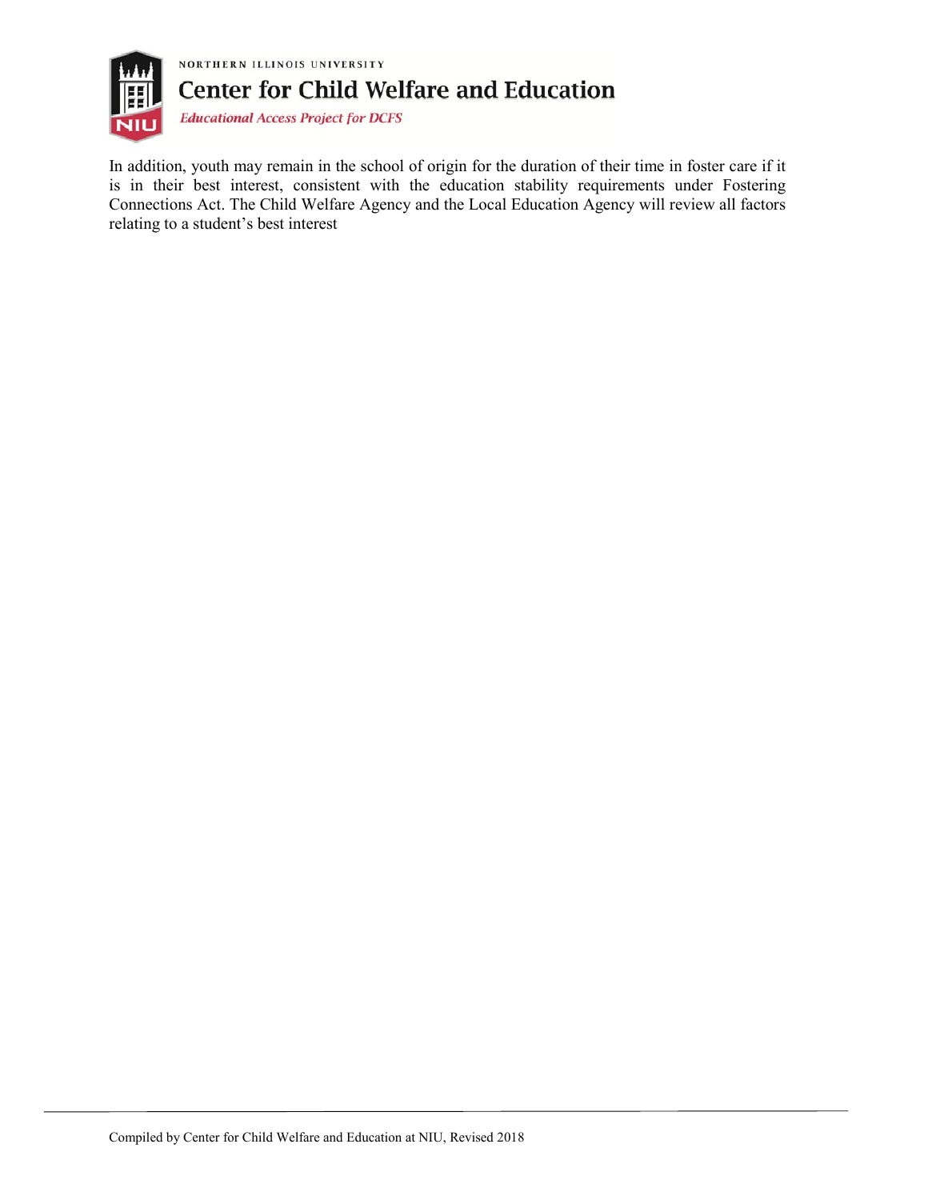In addition, youth may remain in the school of origin for the duration of their time in foster care if it is in their best interest, consistent with the education stability requirements under Fostering Connections Act. The Child Welfare Agency and the Local Education Agency will review all factors relating to a student's best interest